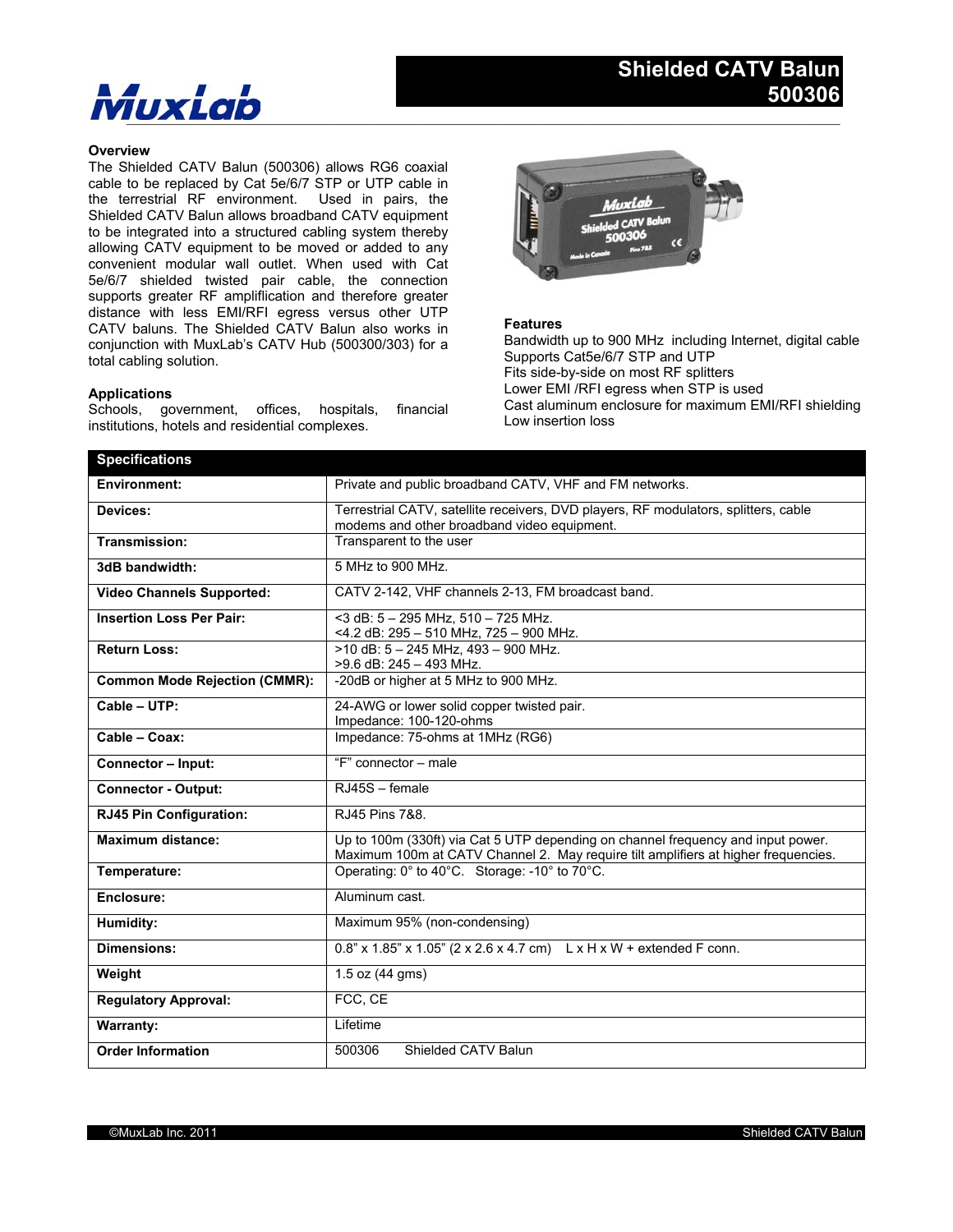# Shielded CATV Balun 500306

MuxLab

### Overview

The Shielded CATV Balun (500306) allows RG6 coaxial cable to be replaced by Cat 5e/6/7 STP or UTP cable in the terrestrial RF environment. Used in pairs, the Shielded CATV Balun allows broadband CATV equipment to be integrated into a structured cabling system thereby allowing CATV equipment to be moved or added to any convenient modular wall outlet. When used with Cat 5e/6/7 shielded twisted pair cable, the connection supports greater RF amplification and therefore greater distance with less EMI/RFI egress versus other UTP CATV baluns. The Shielded CATV Balun also works in conjunction with MuxLab's CATV Hub (500300/303) for a total cabling solution.

### Applications

Schools, government, offices, hospitals, financial institutions, hotels and residential complexes.

### Features

Bandwidth up to 900 MHz including Internet, digital cable
Supports Cat5e/6/7 STP and UTP
Fits side-by-side on most RF splitters
Lower EMI /RFI egress when STP is used
Cast aluminum enclosure for maximum EMI/RFI shielding
Low insertion loss

| Specifications | |
|---|---|
| **Environment:** | Private and public broadband CATV, VHF and FM networks. |
| **Devices:** | Terrestrial CATV, satellite receivers, DVD players, RF modulators, splitters, cable modems and other broadband video equipment. |
| **Transmission:** | Transparent to the user |
| **3dB bandwidth:** | 5 MHz to 900 MHz. |
| **Video Channels Supported:** | CATV 2-142, VHF channels 2-13, FM broadcast band. |
| **Insertion Loss Per Pair:** | <3 dB: 5 – 295 MHz, 510 – 725 MHz.<br><4.2 dB: 295 – 510 MHz, 725 – 900 MHz. |
| **Return Loss:** | >10 dB: 5 – 245 MHz, 493 – 900 MHz.<br>>9.6 dB: 245 – 493 MHz. |
| **Common Mode Rejection (CMMR):** | -20dB or higher at 5 MHz to 900 MHz. |
| **Cable – UTP:** | 24-AWG or lower solid copper twisted pair.<br>Impedance: 100-120-ohms |
| **Cable – Coax:** | Impedance: 75-ohms at 1MHz (RG6) |
| **Connector – Input:** | "F" connector – male |
| **Connector - Output:** | RJ45S – female |
| **RJ45 Pin Configuration:** | RJ45 Pins 7&8. |
| **Maximum distance:** | Up to 100m (330ft) via Cat 5 UTP depending on channel frequency and input power. Maximum 100m at CATV Channel 2. May require tilt amplifiers at higher frequencies. |
| **Temperature:** | Operating: 0° to 40°C. Storage: -10° to 70°C. |
| **Enclosure:** | Aluminum cast. |
| **Humidity:** | Maximum 95% (non-condensing) |
| **Dimensions:** | 0.8" x 1.85" x 1.05" (2 x 2.6 x 4.7 cm) L x H x W + extended F conn. |
| **Weight** | 1.5 oz (44 gms) |
| **Regulatory Approval:** | FCC, CE |
| **Warranty:** | Lifetime |
| **Order Information** | 500306 Shielded CATV Balun |

©MuxLab Inc. 2011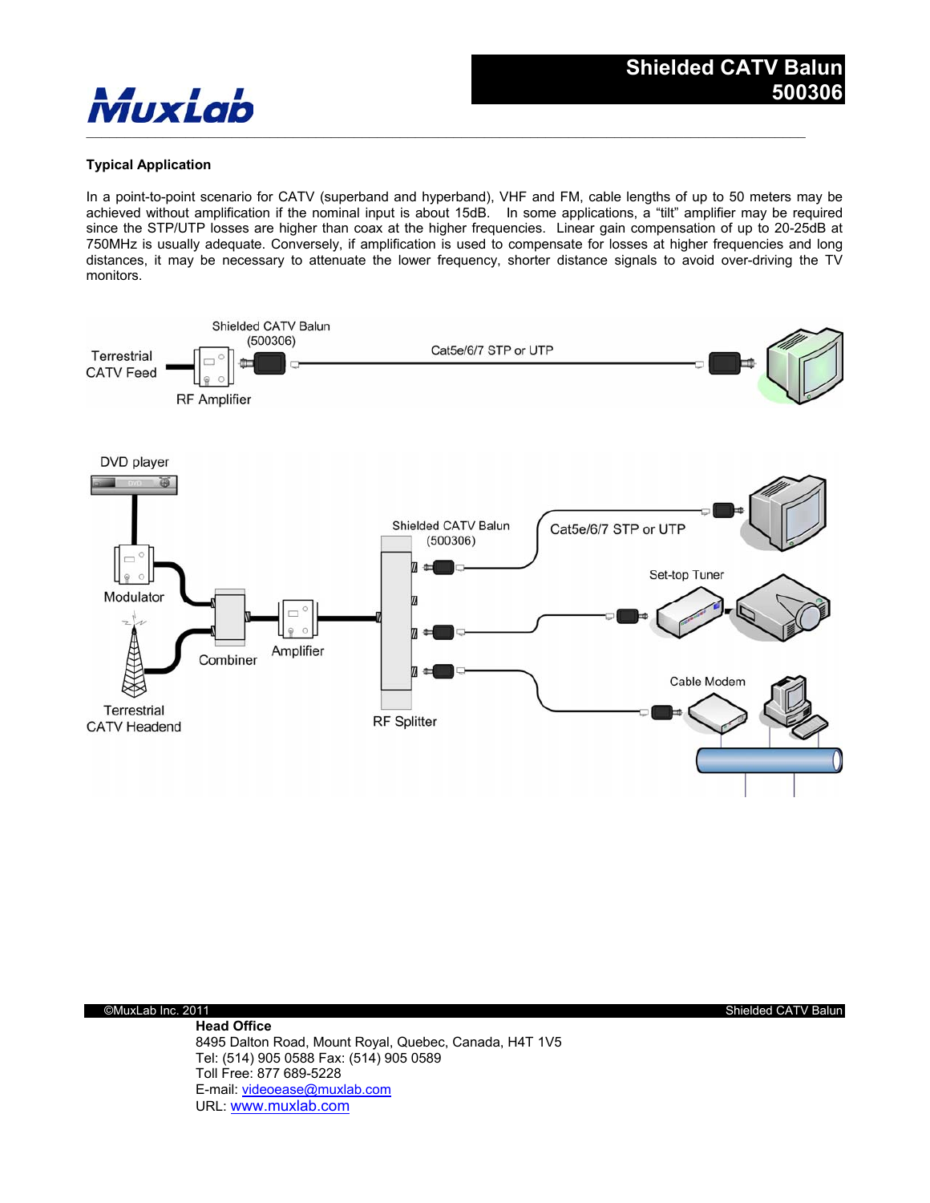## Typical Application

In a point-to-point scenario for CATV (superband and hyperband), VHF and FM, cable lengths of up to 50 meters may be achieved without amplification if the nominal input is about 15dB. In some applications, a “tilt” amplifier may be required since the STP/UTP losses are higher than coax at the higher frequencies. Linear gain compensation of up to 20-25dB at 750MHz is usually adequate. Conversely, if amplification is used to compensate for losses at higher frequencies and long distances, it may be necessary to attenuate the lower frequency, shorter distance signals to avoid over-driving the TV monitors.

Terrestrial CATV Feed
Shielded CATV Balun (500306)
RF Amplifier
Cat5e/6/7 STP or UTP

DVD player
Modulator
Terrestrial CATV Headend
Combiner
Amplifier
Shielded CATV Balun (500306)
RF Splitter
Cat5e/6/7 STP or UTP
Set-top Tuner
Cable Modem

**Head Office**
8495 Dalton Road, Mount Royal, Quebec, Canada, H4T 1V5
Tel: (514) 905 0588 Fax: (514) 905 0589
Toll Free: 877 689-5228
E-mail: videoease@muxlab.com
URL: www.muxlab.com